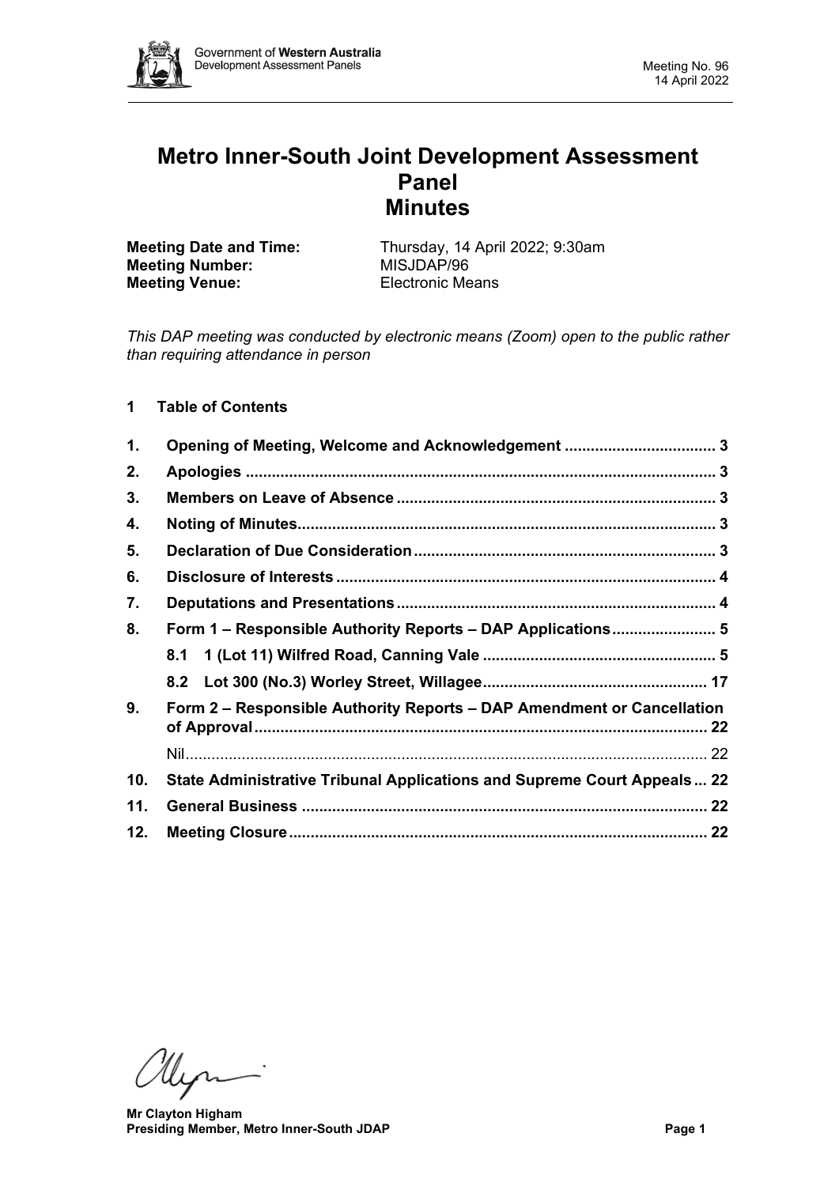# Metro Inner-South Joint Development Assessment Panel
# Minutes

**Meeting Date and Time:** Thursday, 14 April 2022; 9:30am
**Meeting Number:** MISJDAP/96
**Meeting Venue:** Electronic Means

*This DAP meeting was conducted by electronic means (Zoom) open to the public rather than requiring attendance in person*

## 1 Table of Contents

| | | |
|---|---|---|
| **1.** | **Opening of Meeting, Welcome and Acknowledgement** | **3** |
| **2.** | **Apologies** | **3** |
| **3.** | **Members on Leave of Absence** | **3** |
| **4.** | **Noting of Minutes** | **3** |
| **5.** | **Declaration of Due Consideration** | **3** |
| **6.** | **Disclosure of Interests** | **4** |
| **7.** | **Deputations and Presentations** | **4** |
| **8.** | **Form 1 – Responsible Authority Reports – DAP Applications** | **5** |
| | **8.1 1 (Lot 11) Wilfred Road, Canning Vale** | **5** |
| | **8.2 Lot 300 (No.3) Worley Street, Willagee** | **17** |
| **9.** | **Form 2 – Responsible Authority Reports – DAP Amendment or Cancellation of Approval** | **22** |
| | Nil | 22 |
| **10.** | **State Administrative Tribunal Applications and Supreme Court Appeals** | **22** |
| **11.** | **General Business** | **22** |
| **12.** | **Meeting Closure** | **22** |

**Mr Clayton Higham**
**Presiding Member, Metro Inner-South JDAP**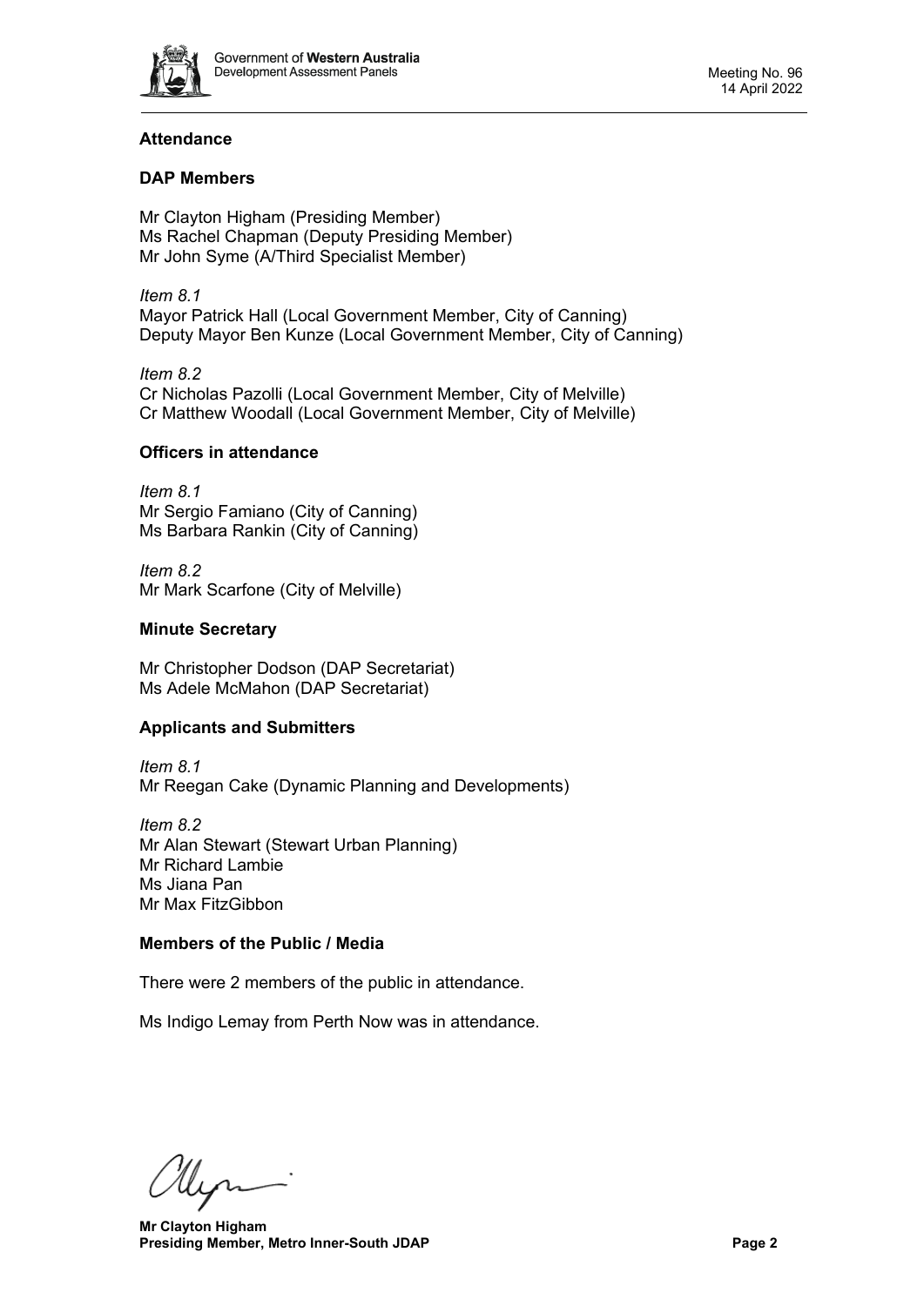## Attendance

### DAP Members

Mr Clayton Higham (Presiding Member)
Ms Rachel Chapman (Deputy Presiding Member)
Mr John Syme (A/Third Specialist Member)

*Item 8.1*
Mayor Patrick Hall (Local Government Member, City of Canning)
Deputy Mayor Ben Kunze (Local Government Member, City of Canning)

*Item 8.2*
Cr Nicholas Pazolli (Local Government Member, City of Melville)
Cr Matthew Woodall (Local Government Member, City of Melville)

### Officers in attendance

*Item 8.1*
Mr Sergio Famiano (City of Canning)
Ms Barbara Rankin (City of Canning)

*Item 8.2*
Mr Mark Scarfone (City of Melville)

### Minute Secretary

Mr Christopher Dodson (DAP Secretariat)
Ms Adele McMahon (DAP Secretariat)

### Applicants and Submitters

*Item 8.1*
Mr Reegan Cake (Dynamic Planning and Developments)

*Item 8.2*
Mr Alan Stewart (Stewart Urban Planning)
Mr Richard Lambie
Ms Jiana Pan
Mr Max FitzGibbon

### Members of the Public / Media

There were 2 members of the public in attendance.

Ms Indigo Lemay from Perth Now was in attendance.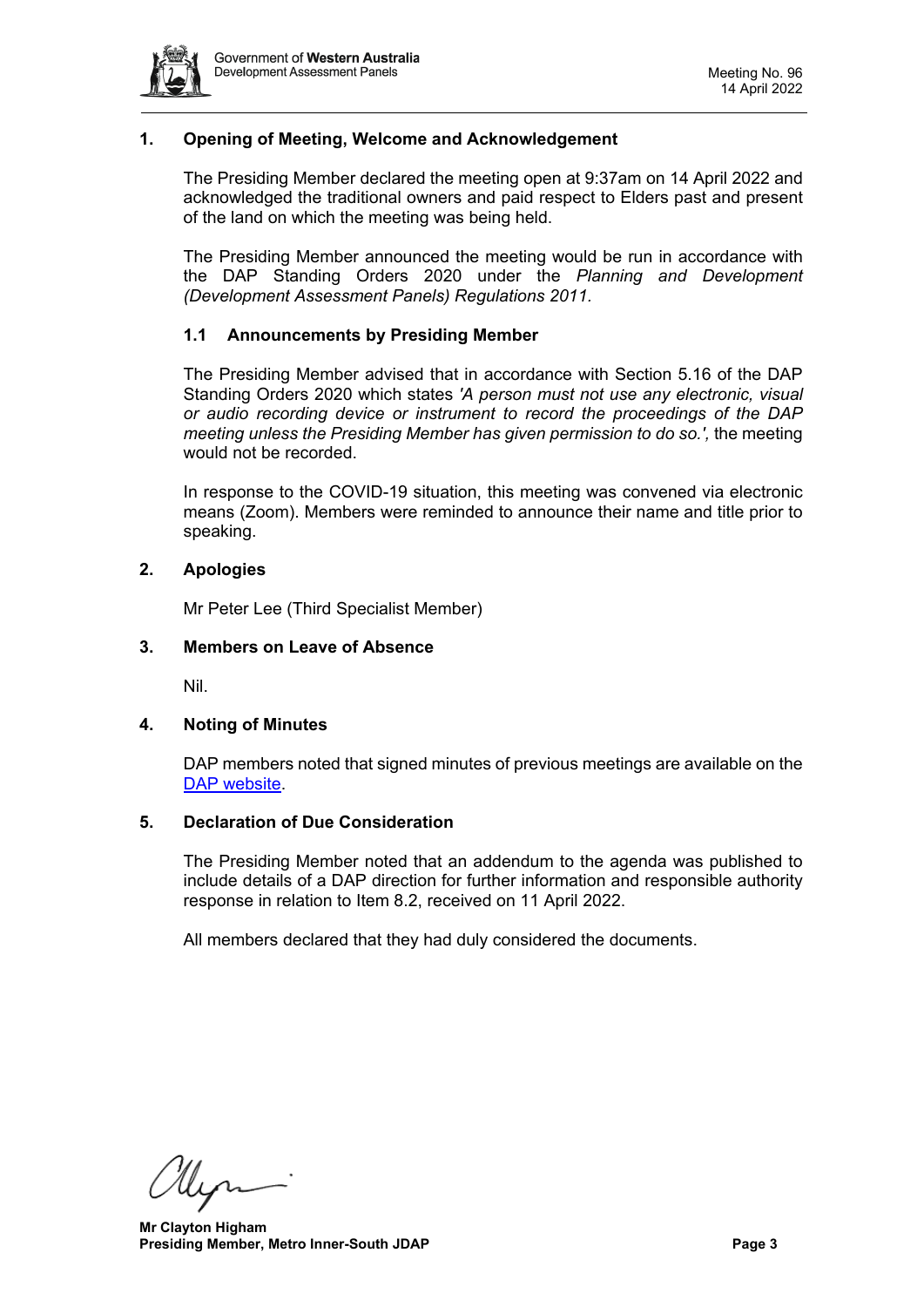## 1. Opening of Meeting, Welcome and Acknowledgement

The Presiding Member declared the meeting open at 9:37am on 14 April 2022 and acknowledged the traditional owners and paid respect to Elders past and present of the land on which the meeting was being held.

The Presiding Member announced the meeting would be run in accordance with the DAP Standing Orders 2020 under the *Planning and Development (Development Assessment Panels) Regulations 2011.*

### 1.1 Announcements by Presiding Member

The Presiding Member advised that in accordance with Section 5.16 of the DAP Standing Orders 2020 which states *'A person must not use any electronic, visual or audio recording device or instrument to record the proceedings of the DAP meeting unless the Presiding Member has given permission to do so.',* the meeting would not be recorded.

In response to the COVID-19 situation, this meeting was convened via electronic means (Zoom). Members were reminded to announce their name and title prior to speaking.

## 2. Apologies

Mr Peter Lee (Third Specialist Member)

## 3. Members on Leave of Absence

Nil.

## 4. Noting of Minutes

DAP members noted that signed minutes of previous meetings are available on the DAP website.

## 5. Declaration of Due Consideration

The Presiding Member noted that an addendum to the agenda was published to include details of a DAP direction for further information and responsible authority response in relation to Item 8.2, received on 11 April 2022.

All members declared that they had duly considered the documents.

**Mr Clayton Higham**
**Presiding Member, Metro Inner-South JDAP**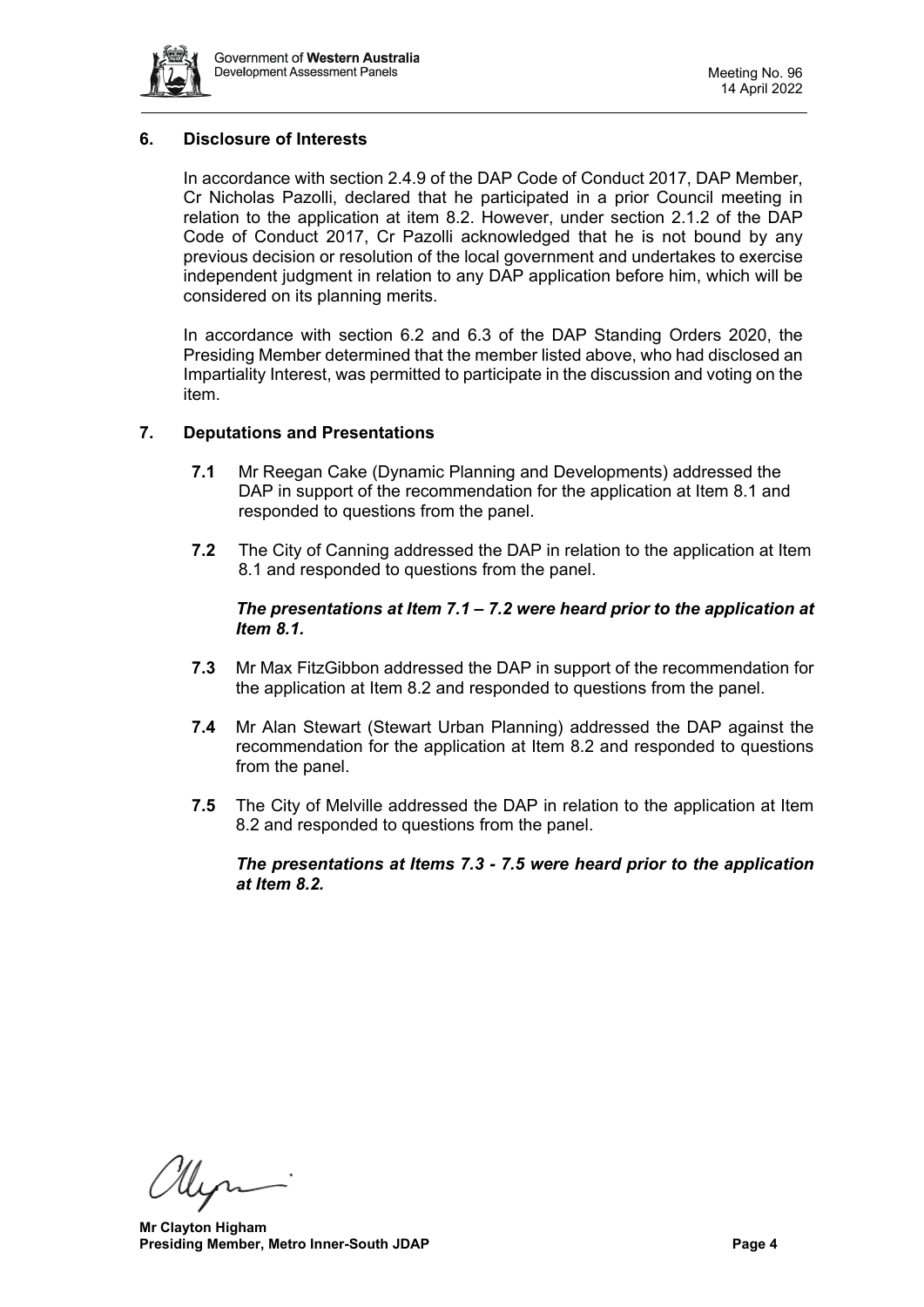## 6. Disclosure of Interests

In accordance with section 2.4.9 of the DAP Code of Conduct 2017, DAP Member, Cr Nicholas Pazolli, declared that he participated in a prior Council meeting in relation to the application at item 8.2. However, under section 2.1.2 of the DAP Code of Conduct 2017, Cr Pazolli acknowledged that he is not bound by any previous decision or resolution of the local government and undertakes to exercise independent judgment in relation to any DAP application before him, which will be considered on its planning merits.

In accordance with section 6.2 and 6.3 of the DAP Standing Orders 2020, the Presiding Member determined that the member listed above, who had disclosed an Impartiality Interest, was permitted to participate in the discussion and voting on the item.

## 7. Deputations and Presentations

**7.1** Mr Reegan Cake (Dynamic Planning and Developments) addressed the DAP in support of the recommendation for the application at Item 8.1 and responded to questions from the panel.

**7.2** The City of Canning addressed the DAP in relation to the application at Item 8.1 and responded to questions from the panel.

***The presentations at Item 7.1 – 7.2 were heard prior to the application at Item 8.1.***

**7.3** Mr Max FitzGibbon addressed the DAP in support of the recommendation for the application at Item 8.2 and responded to questions from the panel.

**7.4** Mr Alan Stewart (Stewart Urban Planning) addressed the DAP against the recommendation for the application at Item 8.2 and responded to questions from the panel.

**7.5** The City of Melville addressed the DAP in relation to the application at Item 8.2 and responded to questions from the panel.

***The presentations at Items 7.3 - 7.5 were heard prior to the application at Item 8.2.***

**Mr Clayton Higham**
**Presiding Member, Metro Inner-South JDAP**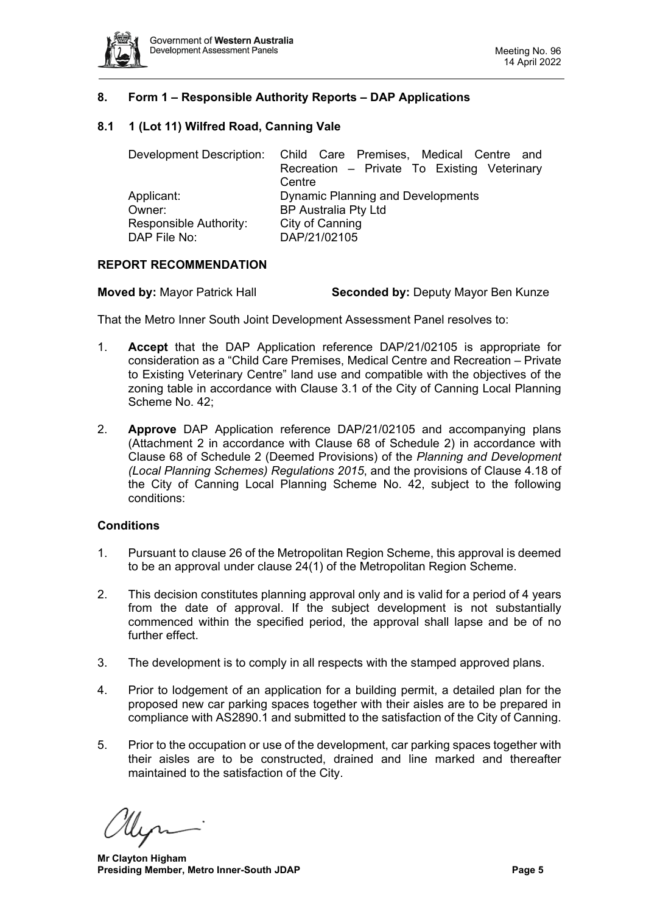## 8. Form 1 – Responsible Authority Reports – DAP Applications

### 8.1 1 (Lot 11) Wilfred Road, Canning Vale

| | |
|---|---|
| Development Description: | Child Care Premises, Medical Centre and Recreation – Private To Existing Veterinary Centre |
| Applicant: | Dynamic Planning and Developments |
| Owner: | BP Australia Pty Ltd |
| Responsible Authority: | City of Canning |
| DAP File No: | DAP/21/02105 |

**REPORT RECOMMENDATION**

**Moved by:** Mayor Patrick Hall **Seconded by:** Deputy Mayor Ben Kunze

That the Metro Inner South Joint Development Assessment Panel resolves to:

1. **Accept** that the DAP Application reference DAP/21/02105 is appropriate for consideration as a "Child Care Premises, Medical Centre and Recreation – Private to Existing Veterinary Centre" land use and compatible with the objectives of the zoning table in accordance with Clause 3.1 of the City of Canning Local Planning Scheme No. 42;

2. **Approve** DAP Application reference DAP/21/02105 and accompanying plans (Attachment 2 in accordance with Clause 68 of Schedule 2) in accordance with Clause 68 of Schedule 2 (Deemed Provisions) of the *Planning and Development (Local Planning Schemes) Regulations 2015*, and the provisions of Clause 4.18 of the City of Canning Local Planning Scheme No. 42, subject to the following conditions:

**Conditions**

1. Pursuant to clause 26 of the Metropolitan Region Scheme, this approval is deemed to be an approval under clause 24(1) of the Metropolitan Region Scheme.

2. This decision constitutes planning approval only and is valid for a period of 4 years from the date of approval. If the subject development is not substantially commenced within the specified period, the approval shall lapse and be of no further effect.

3. The development is to comply in all respects with the stamped approved plans.

4. Prior to lodgement of an application for a building permit, a detailed plan for the proposed new car parking spaces together with their aisles are to be prepared in compliance with AS2890.1 and submitted to the satisfaction of the City of Canning.

5. Prior to the occupation or use of the development, car parking spaces together with their aisles are to be constructed, drained and line marked and thereafter maintained to the satisfaction of the City.

**Mr Clayton Higham**
**Presiding Member, Metro Inner-South JDAP**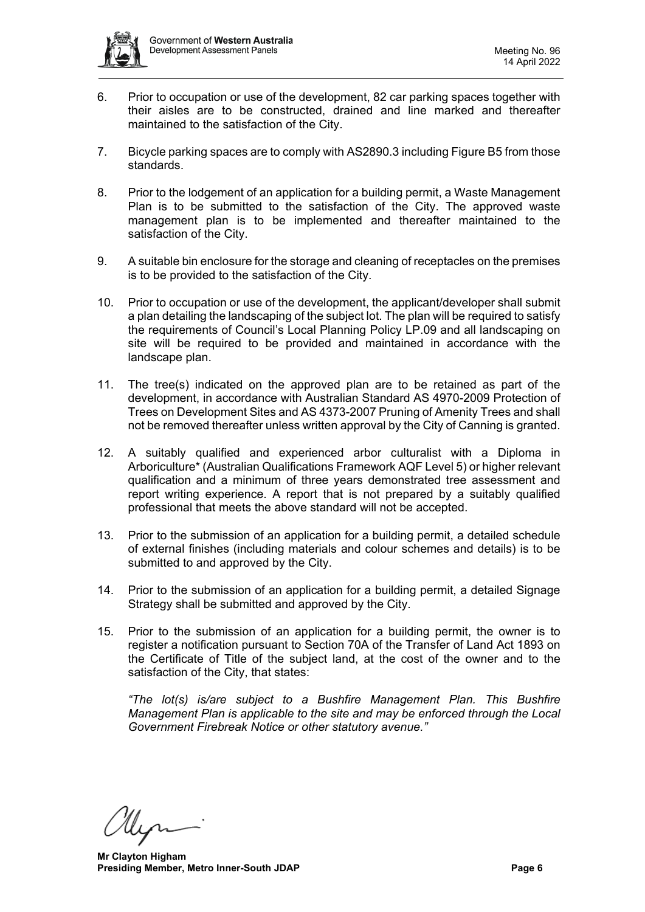6. Prior to occupation or use of the development, 82 car parking spaces together with their aisles are to be constructed, drained and line marked and thereafter maintained to the satisfaction of the City.

7. Bicycle parking spaces are to comply with AS2890.3 including Figure B5 from those standards.

8. Prior to the lodgement of an application for a building permit, a Waste Management Plan is to be submitted to the satisfaction of the City. The approved waste management plan is to be implemented and thereafter maintained to the satisfaction of the City.

9. A suitable bin enclosure for the storage and cleaning of receptacles on the premises is to be provided to the satisfaction of the City.

10. Prior to occupation or use of the development, the applicant/developer shall submit a plan detailing the landscaping of the subject lot. The plan will be required to satisfy the requirements of Council's Local Planning Policy LP.09 and all landscaping on site will be required to be provided and maintained in accordance with the landscape plan.

11. The tree(s) indicated on the approved plan are to be retained as part of the development, in accordance with Australian Standard AS 4970-2009 Protection of Trees on Development Sites and AS 4373-2007 Pruning of Amenity Trees and shall not be removed thereafter unless written approval by the City of Canning is granted.

12. A suitably qualified and experienced arbor culturalist with a Diploma in Arboriculture* (Australian Qualifications Framework AQF Level 5) or higher relevant qualification and a minimum of three years demonstrated tree assessment and report writing experience. A report that is not prepared by a suitably qualified professional that meets the above standard will not be accepted.

13. Prior to the submission of an application for a building permit, a detailed schedule of external finishes (including materials and colour schemes and details) is to be submitted to and approved by the City.

14. Prior to the submission of an application for a building permit, a detailed Signage Strategy shall be submitted and approved by the City.

15. Prior to the submission of an application for a building permit, the owner is to register a notification pursuant to Section 70A of the Transfer of Land Act 1893 on the Certificate of Title of the subject land, at the cost of the owner and to the satisfaction of the City, that states:

    *"The lot(s) is/are subject to a Bushfire Management Plan. This Bushfire Management Plan is applicable to the site and may be enforced through the Local Government Firebreak Notice or other statutory avenue."*

**Mr Clayton Higham**
**Presiding Member, Metro Inner-South JDAP**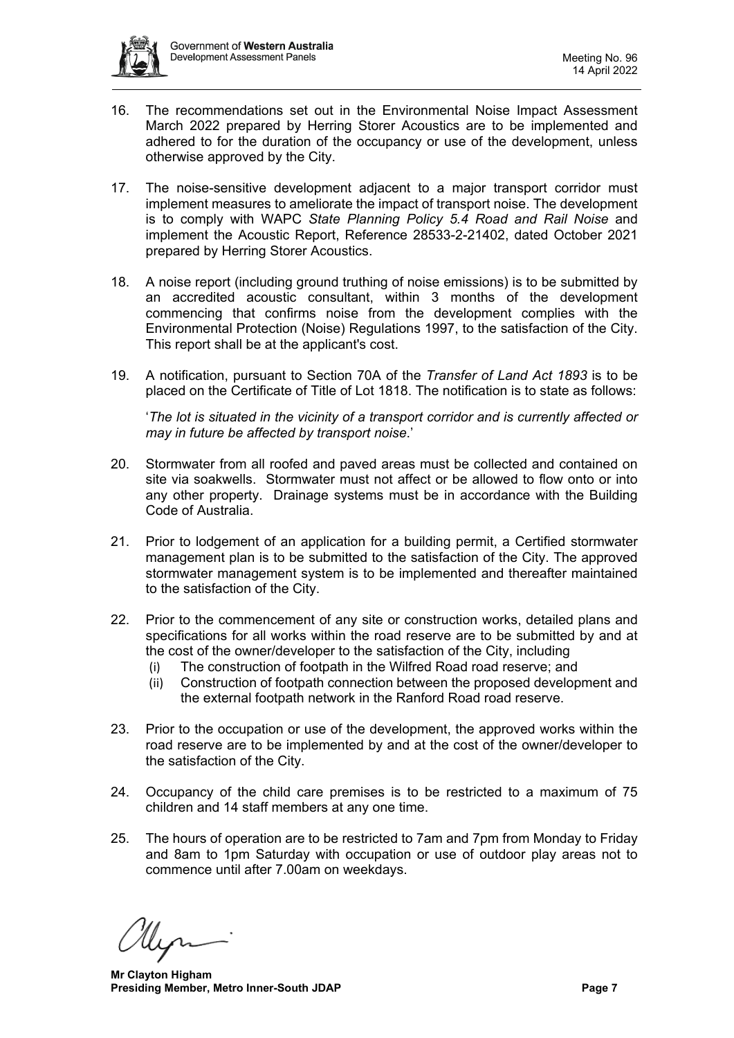16. The recommendations set out in the Environmental Noise Impact Assessment March 2022 prepared by Herring Storer Acoustics are to be implemented and adhered to for the duration of the occupancy or use of the development, unless otherwise approved by the City.

17. The noise-sensitive development adjacent to a major transport corridor must implement measures to ameliorate the impact of transport noise. The development is to comply with WAPC *State Planning Policy 5.4 Road and Rail Noise* and implement the Acoustic Report, Reference 28533-2-21402, dated October 2021 prepared by Herring Storer Acoustics.

18. A noise report (including ground truthing of noise emissions) is to be submitted by an accredited acoustic consultant, within 3 months of the development commencing that confirms noise from the development complies with the Environmental Protection (Noise) Regulations 1997, to the satisfaction of the City. This report shall be at the applicant's cost.

19. A notification, pursuant to Section 70A of the *Transfer of Land Act 1893* is to be placed on the Certificate of Title of Lot 1818. The notification is to state as follows:

    '*The lot is situated in the vicinity of a transport corridor and is currently affected or may in future be affected by transport noise*.'

20. Stormwater from all roofed and paved areas must be collected and contained on site via soakwells. Stormwater must not affect or be allowed to flow onto or into any other property. Drainage systems must be in accordance with the Building Code of Australia.

21. Prior to lodgement of an application for a building permit, a Certified stormwater management plan is to be submitted to the satisfaction of the City. The approved stormwater management system is to be implemented and thereafter maintained to the satisfaction of the City.

22. Prior to the commencement of any site or construction works, detailed plans and specifications for all works within the road reserve are to be submitted by and at the cost of the owner/developer to the satisfaction of the City, including
    (i) The construction of footpath in the Wilfred Road road reserve; and
    (ii) Construction of footpath connection between the proposed development and the external footpath network in the Ranford Road road reserve.

23. Prior to the occupation or use of the development, the approved works within the road reserve are to be implemented by and at the cost of the owner/developer to the satisfaction of the City.

24. Occupancy of the child care premises is to be restricted to a maximum of 75 children and 14 staff members at any one time.

25. The hours of operation are to be restricted to 7am and 7pm from Monday to Friday and 8am to 1pm Saturday with occupation or use of outdoor play areas not to commence until after 7.00am on weekdays.

**Mr Clayton Higham**
**Presiding Member, Metro Inner-South JDAP**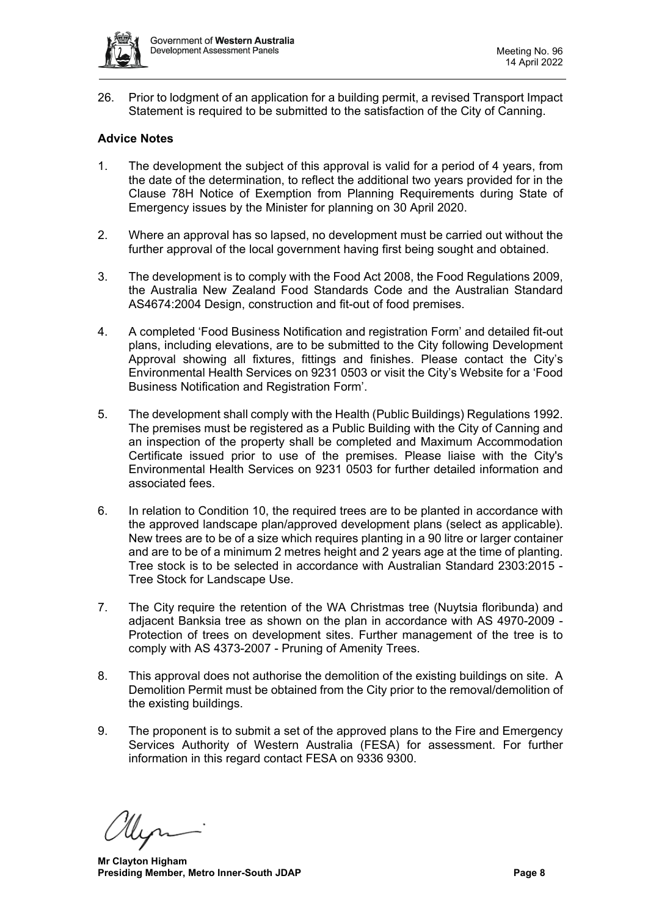26. Prior to lodgment of an application for a building permit, a revised Transport Impact Statement is required to be submitted to the satisfaction of the City of Canning.

**Advice Notes**

1. The development the subject of this approval is valid for a period of 4 years, from the date of the determination, to reflect the additional two years provided for in the Clause 78H Notice of Exemption from Planning Requirements during State of Emergency issues by the Minister for planning on 30 April 2020.

2. Where an approval has so lapsed, no development must be carried out without the further approval of the local government having first being sought and obtained.

3. The development is to comply with the Food Act 2008, the Food Regulations 2009, the Australia New Zealand Food Standards Code and the Australian Standard AS4674:2004 Design, construction and fit-out of food premises.

4. A completed 'Food Business Notification and registration Form' and detailed fit-out plans, including elevations, are to be submitted to the City following Development Approval showing all fixtures, fittings and finishes. Please contact the City's Environmental Health Services on 9231 0503 or visit the City's Website for a 'Food Business Notification and Registration Form'.

5. The development shall comply with the Health (Public Buildings) Regulations 1992. The premises must be registered as a Public Building with the City of Canning and an inspection of the property shall be completed and Maximum Accommodation Certificate issued prior to use of the premises. Please liaise with the City's Environmental Health Services on 9231 0503 for further detailed information and associated fees.

6. In relation to Condition 10, the required trees are to be planted in accordance with the approved landscape plan/approved development plans (select as applicable). New trees are to be of a size which requires planting in a 90 litre or larger container and are to be of a minimum 2 metres height and 2 years age at the time of planting. Tree stock is to be selected in accordance with Australian Standard 2303:2015 - Tree Stock for Landscape Use.

7. The City require the retention of the WA Christmas tree (Nuytsia floribunda) and adjacent Banksia tree as shown on the plan in accordance with AS 4970-2009 - Protection of trees on development sites. Further management of the tree is to comply with AS 4373-2007 - Pruning of Amenity Trees.

8. This approval does not authorise the demolition of the existing buildings on site. A Demolition Permit must be obtained from the City prior to the removal/demolition of the existing buildings.

9. The proponent is to submit a set of the approved plans to the Fire and Emergency Services Authority of Western Australia (FESA) for assessment. For further information in this regard contact FESA on 9336 9300.

**Mr Clayton Higham**
**Presiding Member, Metro Inner-South JDAP**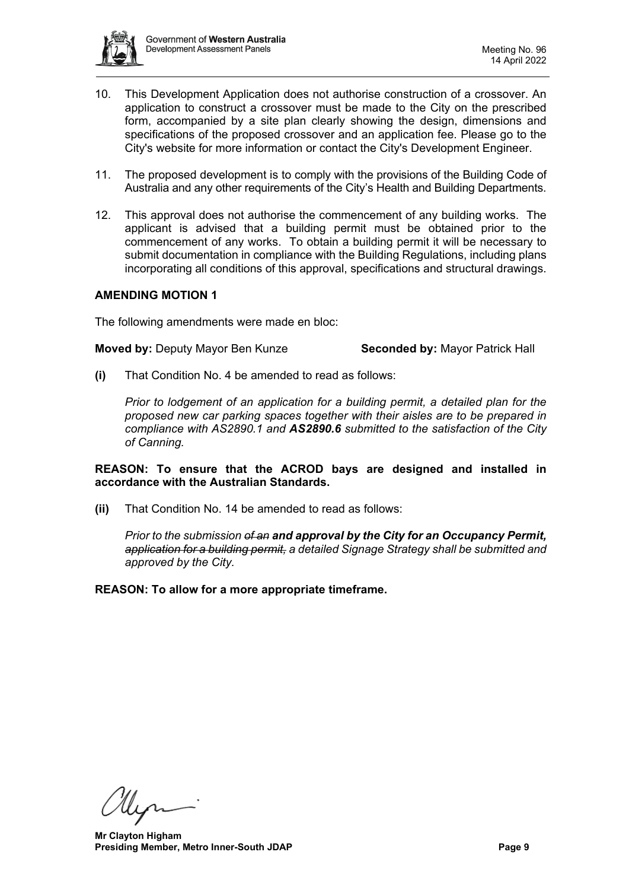10. This Development Application does not authorise construction of a crossover. An application to construct a crossover must be made to the City on the prescribed form, accompanied by a site plan clearly showing the design, dimensions and specifications of the proposed crossover and an application fee. Please go to the City's website for more information or contact the City's Development Engineer.

11. The proposed development is to comply with the provisions of the Building Code of Australia and any other requirements of the City's Health and Building Departments.

12. This approval does not authorise the commencement of any building works. The applicant is advised that a building permit must be obtained prior to the commencement of any works. To obtain a building permit it will be necessary to submit documentation in compliance with the Building Regulations, including plans incorporating all conditions of this approval, specifications and structural drawings.

**AMENDING MOTION 1**

The following amendments were made en bloc:

**Moved by:** Deputy Mayor Ben Kunze **Seconded by:** Mayor Patrick Hall

**(i)** That Condition No. 4 be amended to read as follows:

*Prior to lodgement of an application for a building permit, a detailed plan for the proposed new car parking spaces together with their aisles are to be prepared in compliance with AS2890.1 and **AS2890.6** submitted to the satisfaction of the City of Canning.*

**REASON: To ensure that the ACROD bays are designed and installed in accordance with the Australian Standards.**

**(ii)** That Condition No. 14 be amended to read as follows:

*Prior to the submission ~~of an~~ **and approval by the City for an Occupancy Permit,** ~~application for a building permit,~~ a detailed Signage Strategy shall be submitted and approved by the City.*

**REASON: To allow for a more appropriate timeframe.**

**Mr Clayton Higham**
**Presiding Member, Metro Inner-South JDAP**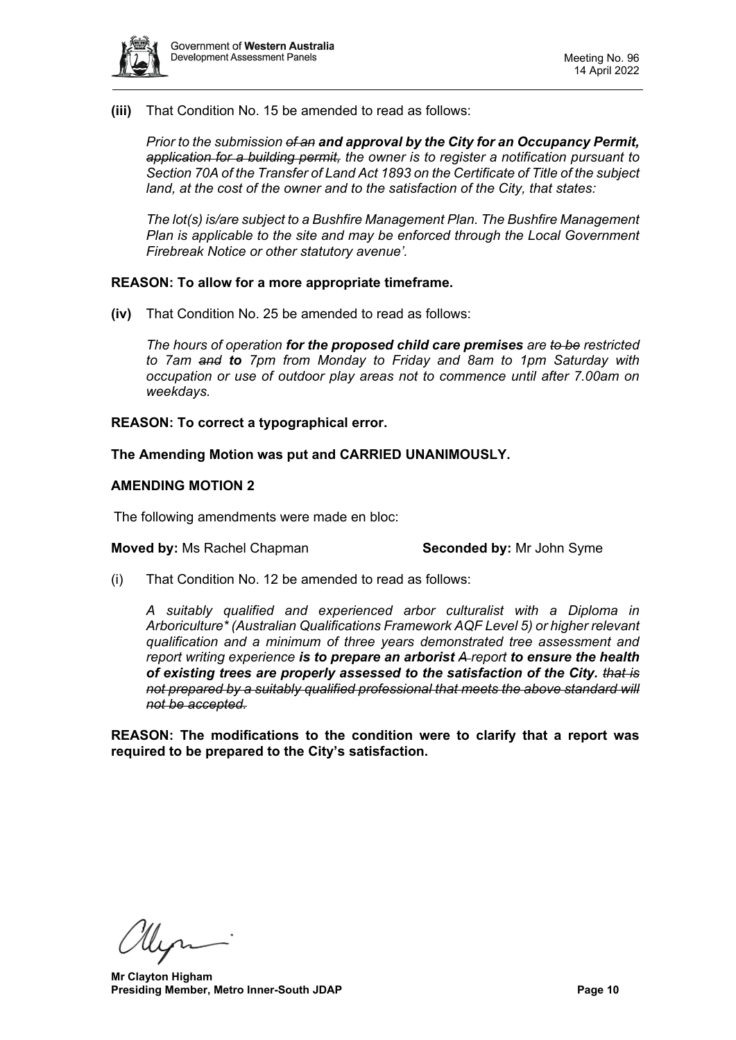**(iii)** That Condition No. 15 be amended to read as follows:

*Prior to the submission ~~of an~~ **and approval by the City for an Occupancy Permit,** ~~application for a building permit,~~ the owner is to register a notification pursuant to Section 70A of the Transfer of Land Act 1893 on the Certificate of Title of the subject land, at the cost of the owner and to the satisfaction of the City, that states:*

*The lot(s) is/are subject to a Bushfire Management Plan. The Bushfire Management Plan is applicable to the site and may be enforced through the Local Government Firebreak Notice or other statutory avenue'.*

**REASON: To allow for a more appropriate timeframe.**

**(iv)** That Condition No. 25 be amended to read as follows:

*The hours of operation **for the proposed child care premises** are ~~to be~~ restricted to 7am ~~and~~ **to** 7pm from Monday to Friday and 8am to 1pm Saturday with occupation or use of outdoor play areas not to commence until after 7.00am on weekdays.*

**REASON: To correct a typographical error.**

**The Amending Motion was put and CARRIED UNANIMOUSLY.**

**AMENDING MOTION 2**

The following amendments were made en bloc:

**Moved by:** Ms Rachel Chapman **Seconded by:** Mr John Syme

(i) That Condition No. 12 be amended to read as follows:

*A suitably qualified and experienced arbor culturalist with a Diploma in Arboriculture* (Australian Qualifications Framework AQF Level 5) or higher relevant qualification and a minimum of three years demonstrated tree assessment and report writing experience **is to prepare an arborist** ~~A~~ report **to ensure the health of existing trees are properly assessed to the satisfaction of the City.** ~~that is not prepared by a suitably qualified professional that meets the above standard will not be accepted.~~*

**REASON: The modifications to the condition were to clarify that a report was required to be prepared to the City's satisfaction.**

**Mr Clayton Higham**
**Presiding Member, Metro Inner-South JDAP**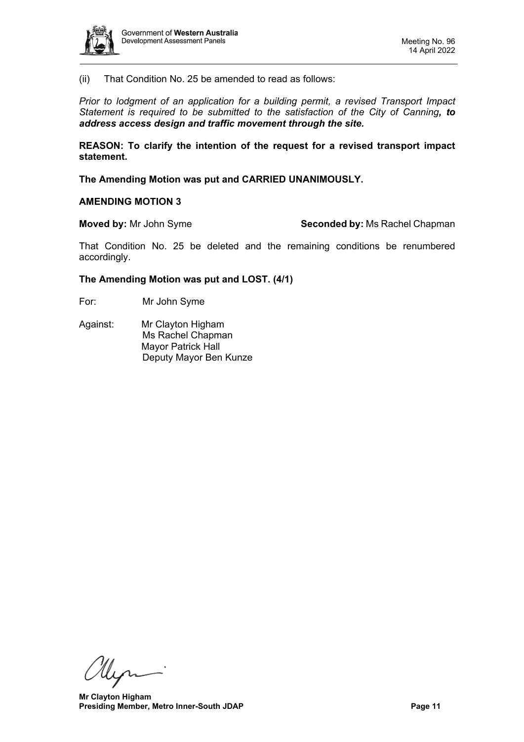(ii) That Condition No. 25 be amended to read as follows:

*Prior to lodgment of an application for a building permit, a revised Transport Impact Statement is required to be submitted to the satisfaction of the City of Canning**, to address access design and traffic movement through the site.***

**REASON: To clarify the intention of the request for a revised transport impact statement.**

**The Amending Motion was put and CARRIED UNANIMOUSLY.**

**AMENDING MOTION 3**

**Moved by:** Mr John Syme **Seconded by:** Ms Rachel Chapman

That Condition No. 25 be deleted and the remaining conditions be renumbered accordingly.

**The Amending Motion was put and LOST. (4/1)**

For: Mr John Syme

Against: Mr Clayton Higham
Ms Rachel Chapman
Mayor Patrick Hall
Deputy Mayor Ben Kunze

**Mr Clayton Higham**
**Presiding Member, Metro Inner-South JDAP**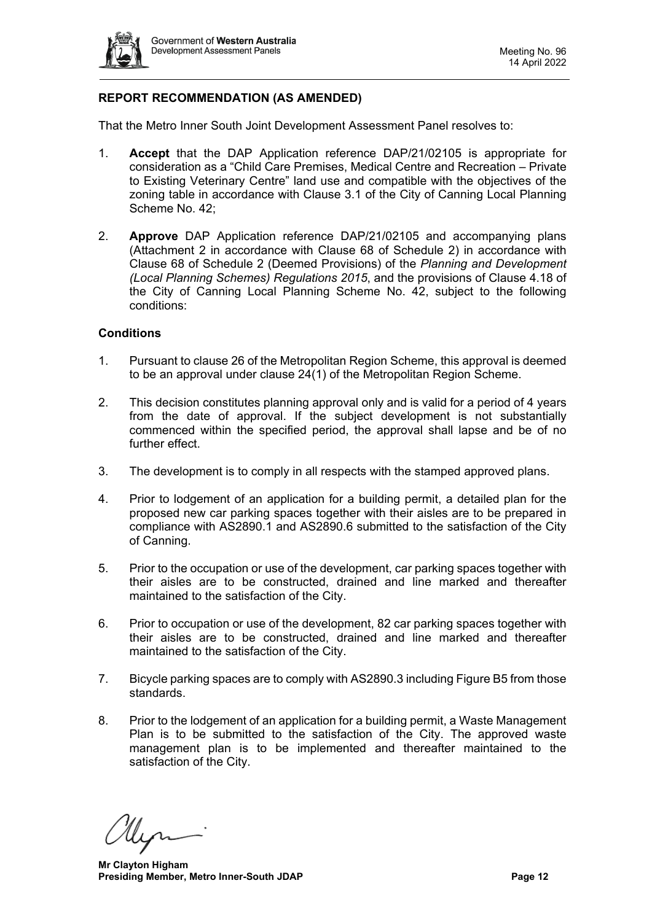## REPORT RECOMMENDATION (AS AMENDED)

That the Metro Inner South Joint Development Assessment Panel resolves to:

1. **Accept** that the DAP Application reference DAP/21/02105 is appropriate for consideration as a "Child Care Premises, Medical Centre and Recreation – Private to Existing Veterinary Centre" land use and compatible with the objectives of the zoning table in accordance with Clause 3.1 of the City of Canning Local Planning Scheme No. 42;

2. **Approve** DAP Application reference DAP/21/02105 and accompanying plans (Attachment 2 in accordance with Clause 68 of Schedule 2) in accordance with Clause 68 of Schedule 2 (Deemed Provisions) of the *Planning and Development (Local Planning Schemes) Regulations 2015*, and the provisions of Clause 4.18 of the City of Canning Local Planning Scheme No. 42, subject to the following conditions:

### Conditions

1. Pursuant to clause 26 of the Metropolitan Region Scheme, this approval is deemed to be an approval under clause 24(1) of the Metropolitan Region Scheme.

2. This decision constitutes planning approval only and is valid for a period of 4 years from the date of approval. If the subject development is not substantially commenced within the specified period, the approval shall lapse and be of no further effect.

3. The development is to comply in all respects with the stamped approved plans.

4. Prior to lodgement of an application for a building permit, a detailed plan for the proposed new car parking spaces together with their aisles are to be prepared in compliance with AS2890.1 and AS2890.6 submitted to the satisfaction of the City of Canning.

5. Prior to the occupation or use of the development, car parking spaces together with their aisles are to be constructed, drained and line marked and thereafter maintained to the satisfaction of the City.

6. Prior to occupation or use of the development, 82 car parking spaces together with their aisles are to be constructed, drained and line marked and thereafter maintained to the satisfaction of the City.

7. Bicycle parking spaces are to comply with AS2890.3 including Figure B5 from those standards.

8. Prior to the lodgement of an application for a building permit, a Waste Management Plan is to be submitted to the satisfaction of the City. The approved waste management plan is to be implemented and thereafter maintained to the satisfaction of the City.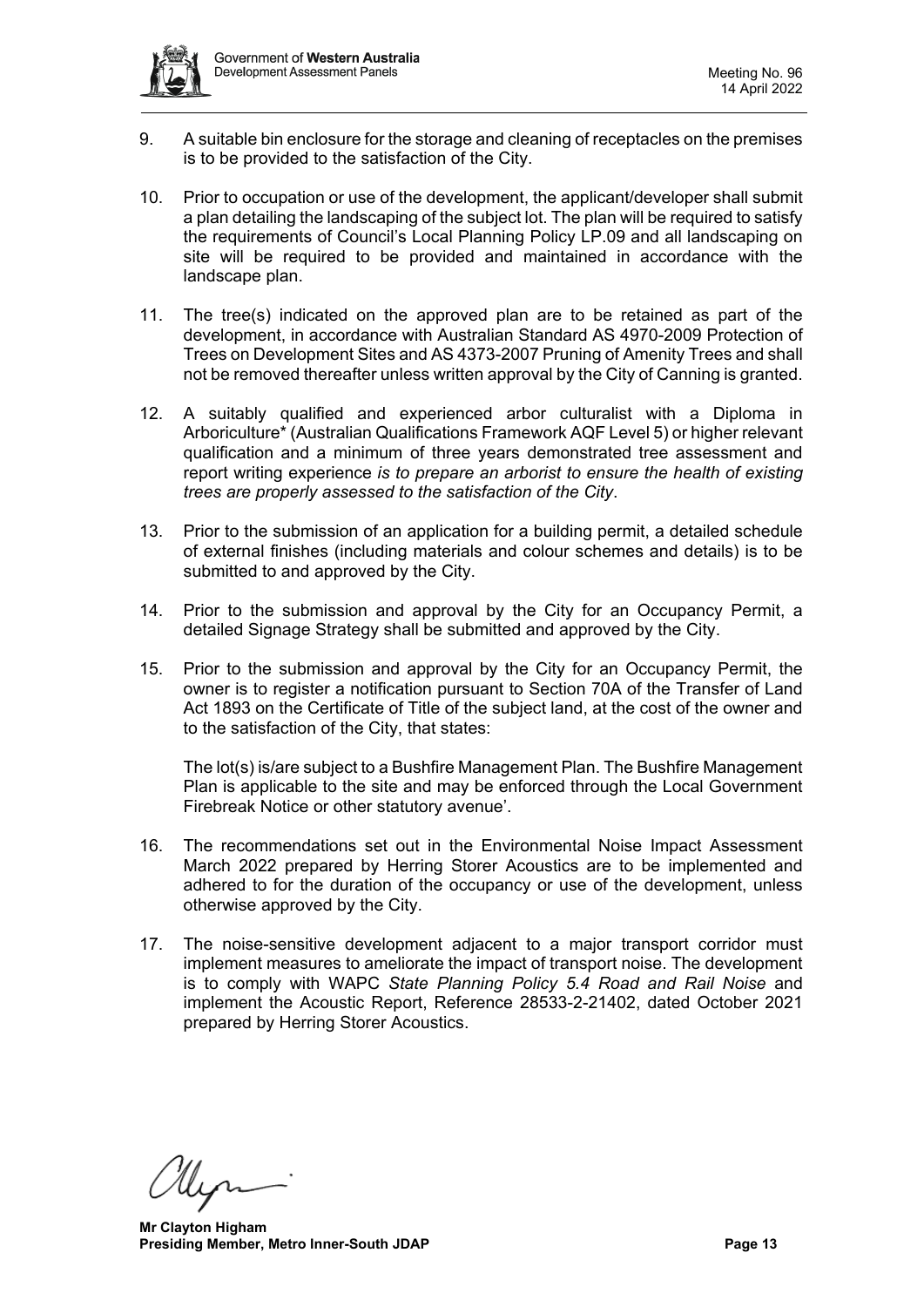9. A suitable bin enclosure for the storage and cleaning of receptacles on the premises is to be provided to the satisfaction of the City.

10. Prior to occupation or use of the development, the applicant/developer shall submit a plan detailing the landscaping of the subject lot. The plan will be required to satisfy the requirements of Council's Local Planning Policy LP.09 and all landscaping on site will be required to be provided and maintained in accordance with the landscape plan.

11. The tree(s) indicated on the approved plan are to be retained as part of the development, in accordance with Australian Standard AS 4970-2009 Protection of Trees on Development Sites and AS 4373-2007 Pruning of Amenity Trees and shall not be removed thereafter unless written approval by the City of Canning is granted.

12. A suitably qualified and experienced arbor culturalist with a Diploma in Arboriculture* (Australian Qualifications Framework AQF Level 5) or higher relevant qualification and a minimum of three years demonstrated tree assessment and report writing experience *is to prepare an arborist to ensure the health of existing trees are properly assessed to the satisfaction of the City*.

13. Prior to the submission of an application for a building permit, a detailed schedule of external finishes (including materials and colour schemes and details) is to be submitted to and approved by the City.

14. Prior to the submission and approval by the City for an Occupancy Permit, a detailed Signage Strategy shall be submitted and approved by the City.

15. Prior to the submission and approval by the City for an Occupancy Permit, the owner is to register a notification pursuant to Section 70A of the Transfer of Land Act 1893 on the Certificate of Title of the subject land, at the cost of the owner and to the satisfaction of the City, that states:

    The lot(s) is/are subject to a Bushfire Management Plan. The Bushfire Management Plan is applicable to the site and may be enforced through the Local Government Firebreak Notice or other statutory avenue'.

16. The recommendations set out in the Environmental Noise Impact Assessment March 2022 prepared by Herring Storer Acoustics are to be implemented and adhered to for the duration of the occupancy or use of the development, unless otherwise approved by the City.

17. The noise-sensitive development adjacent to a major transport corridor must implement measures to ameliorate the impact of transport noise. The development is to comply with WAPC *State Planning Policy 5.4 Road and Rail Noise* and implement the Acoustic Report, Reference 28533-2-21402, dated October 2021 prepared by Herring Storer Acoustics.

**Mr Clayton Higham**
**Presiding Member, Metro Inner-South JDAP**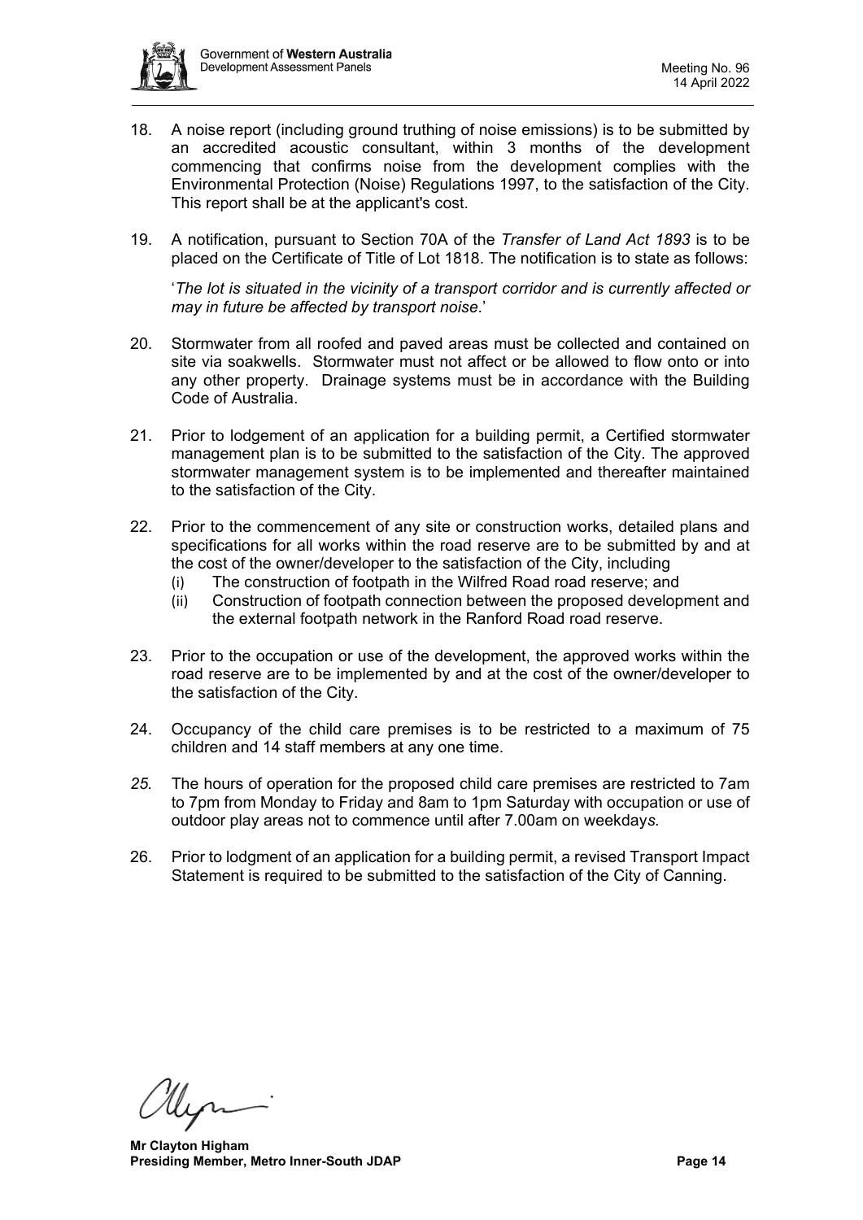18. A noise report (including ground truthing of noise emissions) is to be submitted by an accredited acoustic consultant, within 3 months of the development commencing that confirms noise from the development complies with the Environmental Protection (Noise) Regulations 1997, to the satisfaction of the City. This report shall be at the applicant's cost.

19. A notification, pursuant to Section 70A of the *Transfer of Land Act 1893* is to be placed on the Certificate of Title of Lot 1818. The notification is to state as follows:

    '*The lot is situated in the vicinity of a transport corridor and is currently affected or may in future be affected by transport noise*.'

20. Stormwater from all roofed and paved areas must be collected and contained on site via soakwells. Stormwater must not affect or be allowed to flow onto or into any other property. Drainage systems must be in accordance with the Building Code of Australia.

21. Prior to lodgement of an application for a building permit, a Certified stormwater management plan is to be submitted to the satisfaction of the City. The approved stormwater management system is to be implemented and thereafter maintained to the satisfaction of the City.

22. Prior to the commencement of any site or construction works, detailed plans and specifications for all works within the road reserve are to be submitted by and at the cost of the owner/developer to the satisfaction of the City, including
    (i) The construction of footpath in the Wilfred Road road reserve; and
    (ii) Construction of footpath connection between the proposed development and the external footpath network in the Ranford Road road reserve.

23. Prior to the occupation or use of the development, the approved works within the road reserve are to be implemented by and at the cost of the owner/developer to the satisfaction of the City.

24. Occupancy of the child care premises is to be restricted to a maximum of 75 children and 14 staff members at any one time.

25. The hours of operation for the proposed child care premises are restricted to 7am to 7pm from Monday to Friday and 8am to 1pm Saturday with occupation or use of outdoor play areas not to commence until after 7.00am on weekdays.

26. Prior to lodgment of an application for a building permit, a revised Transport Impact Statement is required to be submitted to the satisfaction of the City of Canning.

**Mr Clayton Higham**
**Presiding Member, Metro Inner-South JDAP**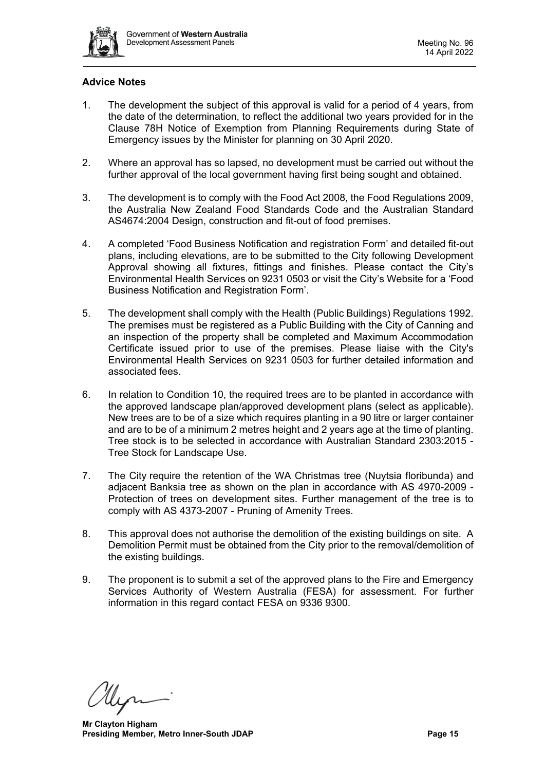### Advice Notes

1. The development the subject of this approval is valid for a period of 4 years, from the date of the determination, to reflect the additional two years provided for in the Clause 78H Notice of Exemption from Planning Requirements during State of Emergency issues by the Minister for planning on 30 April 2020.

2. Where an approval has so lapsed, no development must be carried out without the further approval of the local government having first being sought and obtained.

3. The development is to comply with the Food Act 2008, the Food Regulations 2009, the Australia New Zealand Food Standards Code and the Australian Standard AS4674:2004 Design, construction and fit-out of food premises.

4. A completed 'Food Business Notification and registration Form' and detailed fit-out plans, including elevations, are to be submitted to the City following Development Approval showing all fixtures, fittings and finishes. Please contact the City's Environmental Health Services on 9231 0503 or visit the City's Website for a 'Food Business Notification and Registration Form'.

5. The development shall comply with the Health (Public Buildings) Regulations 1992. The premises must be registered as a Public Building with the City of Canning and an inspection of the property shall be completed and Maximum Accommodation Certificate issued prior to use of the premises. Please liaise with the City's Environmental Health Services on 9231 0503 for further detailed information and associated fees.

6. In relation to Condition 10, the required trees are to be planted in accordance with the approved landscape plan/approved development plans (select as applicable). New trees are to be of a size which requires planting in a 90 litre or larger container and are to be of a minimum 2 metres height and 2 years age at the time of planting. Tree stock is to be selected in accordance with Australian Standard 2303:2015 - Tree Stock for Landscape Use.

7. The City require the retention of the WA Christmas tree (Nuytsia floribunda) and adjacent Banksia tree as shown on the plan in accordance with AS 4970-2009 - Protection of trees on development sites. Further management of the tree is to comply with AS 4373-2007 - Pruning of Amenity Trees.

8. This approval does not authorise the demolition of the existing buildings on site. A Demolition Permit must be obtained from the City prior to the removal/demolition of the existing buildings.

9. The proponent is to submit a set of the approved plans to the Fire and Emergency Services Authority of Western Australia (FESA) for assessment. For further information in this regard contact FESA on 9336 9300.

**Mr Clayton Higham**
**Presiding Member, Metro Inner-South JDAP**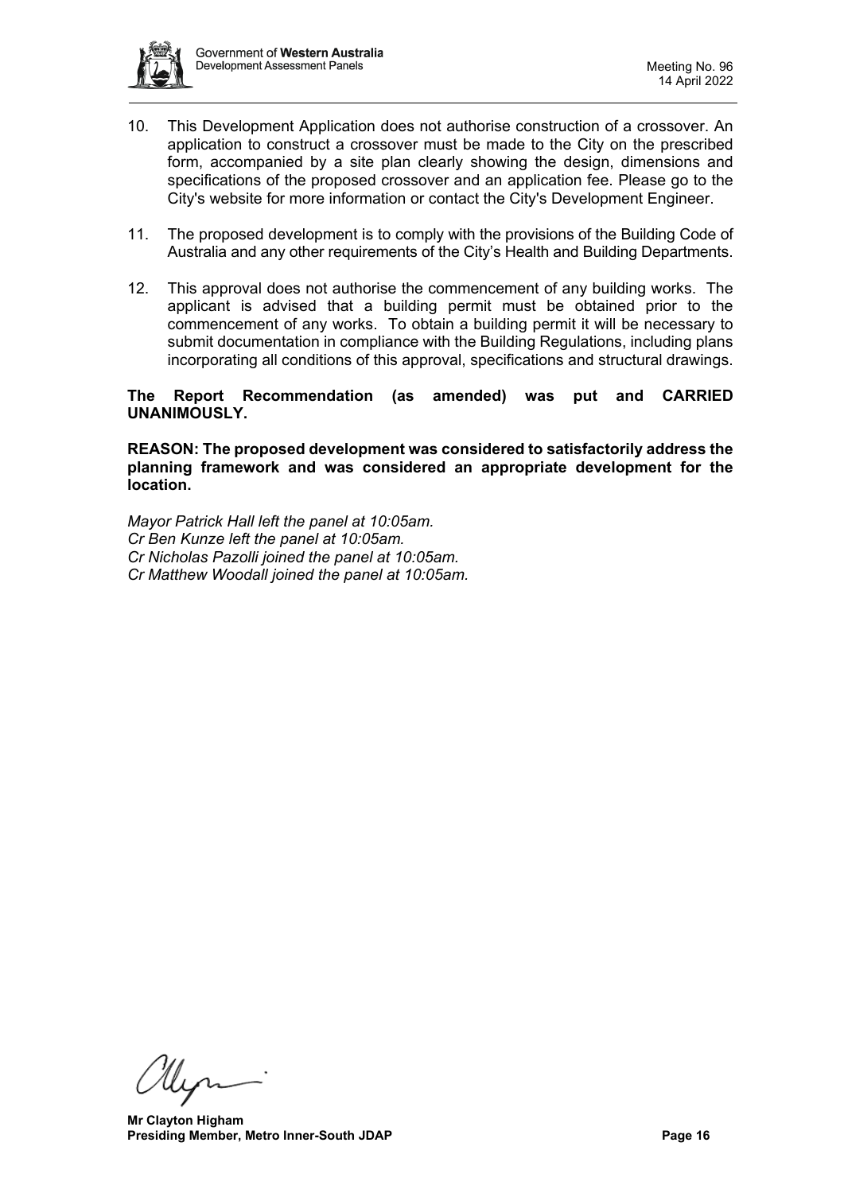10. This Development Application does not authorise construction of a crossover. An application to construct a crossover must be made to the City on the prescribed form, accompanied by a site plan clearly showing the design, dimensions and specifications of the proposed crossover and an application fee. Please go to the City's website for more information or contact the City's Development Engineer.

11. The proposed development is to comply with the provisions of the Building Code of Australia and any other requirements of the City's Health and Building Departments.

12. This approval does not authorise the commencement of any building works. The applicant is advised that a building permit must be obtained prior to the commencement of any works. To obtain a building permit it will be necessary to submit documentation in compliance with the Building Regulations, including plans incorporating all conditions of this approval, specifications and structural drawings.

**The Report Recommendation (as amended) was put and CARRIED UNANIMOUSLY.**

**REASON: The proposed development was considered to satisfactorily address the planning framework and was considered an appropriate development for the location.**

*Mayor Patrick Hall left the panel at 10:05am.*
*Cr Ben Kunze left the panel at 10:05am.*
*Cr Nicholas Pazolli joined the panel at 10:05am.*
*Cr Matthew Woodall joined the panel at 10:05am.*

**Mr Clayton Higham**
**Presiding Member, Metro Inner-South JDAP**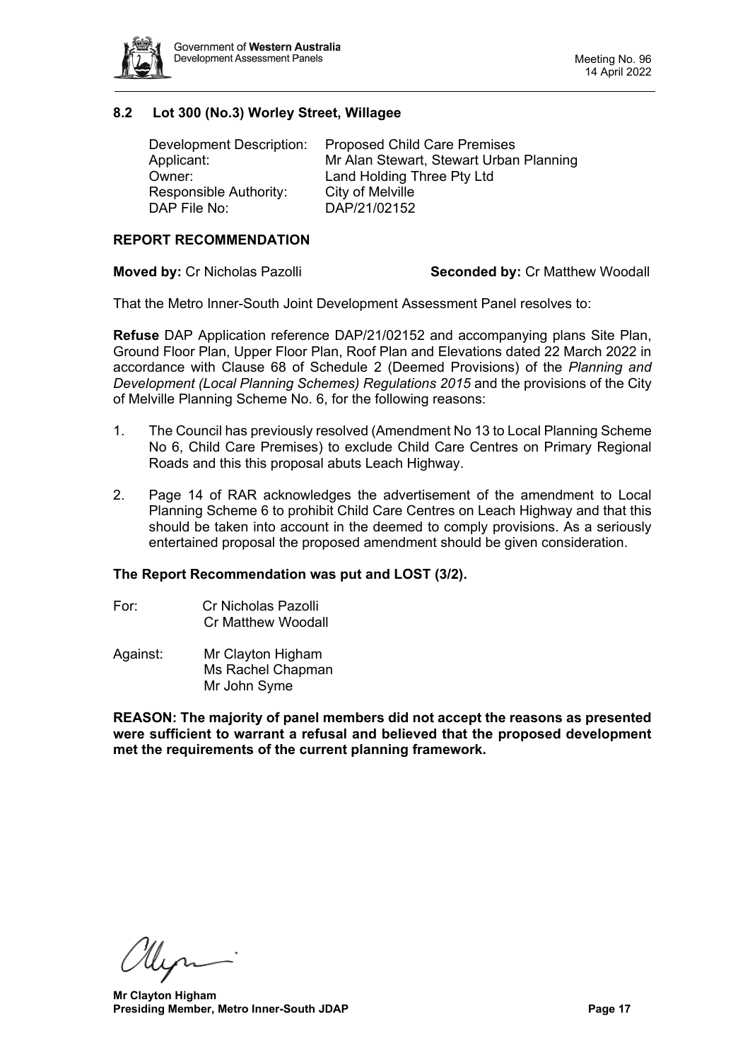## 8.2 Lot 300 (No.3) Worley Street, Willagee

| | |
|---|---|
| Development Description: | Proposed Child Care Premises |
| Applicant: | Mr Alan Stewart, Stewart Urban Planning |
| Owner: | Land Holding Three Pty Ltd |
| Responsible Authority: | City of Melville |
| DAP File No: | DAP/21/02152 |

### REPORT RECOMMENDATION

**Moved by:** Cr Nicholas Pazolli **Seconded by:** Cr Matthew Woodall

That the Metro Inner-South Joint Development Assessment Panel resolves to:

**Refuse** DAP Application reference DAP/21/02152 and accompanying plans Site Plan, Ground Floor Plan, Upper Floor Plan, Roof Plan and Elevations dated 22 March 2022 in accordance with Clause 68 of Schedule 2 (Deemed Provisions) of the *Planning and Development (Local Planning Schemes) Regulations 2015* and the provisions of the City of Melville Planning Scheme No. 6, for the following reasons:

1. The Council has previously resolved (Amendment No 13 to Local Planning Scheme No 6, Child Care Premises) to exclude Child Care Centres on Primary Regional Roads and this this proposal abuts Leach Highway.
2. Page 14 of RAR acknowledges the advertisement of the amendment to Local Planning Scheme 6 to prohibit Child Care Centres on Leach Highway and that this should be taken into account in the deemed to comply provisions. As a seriously entertained proposal the proposed amendment should be given consideration.

**The Report Recommendation was put and LOST (3/2).**

For: Cr Nicholas Pazolli
Cr Matthew Woodall

Against: Mr Clayton Higham
Ms Rachel Chapman
Mr John Syme

**REASON: The majority of panel members did not accept the reasons as presented were sufficient to warrant a refusal and believed that the proposed development met the requirements of the current planning framework.**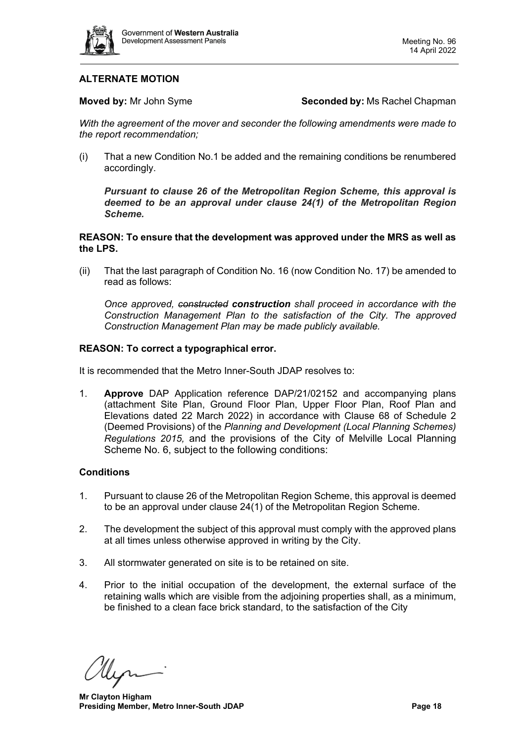## ALTERNATE MOTION

**Moved by:** Mr John Syme **Seconded by:** Ms Rachel Chapman

*With the agreement of the mover and seconder the following amendments were made to the report recommendation;*

(i) That a new Condition No.1 be added and the remaining conditions be renumbered accordingly.

> ***Pursuant to clause 26 of the Metropolitan Region Scheme, this approval is deemed to be an approval under clause 24(1) of the Metropolitan Region Scheme.***

**REASON: To ensure that the development was approved under the MRS as well as the LPS.**

(ii) That the last paragraph of Condition No. 16 (now Condition No. 17) be amended to read as follows:

> *Once approved, ~~constructed~~ **construction** shall proceed in accordance with the Construction Management Plan to the satisfaction of the City. The approved Construction Management Plan may be made publicly available.*

**REASON: To correct a typographical error.**

It is recommended that the Metro Inner-South JDAP resolves to:

1. **Approve** DAP Application reference DAP/21/02152 and accompanying plans (attachment Site Plan, Ground Floor Plan, Upper Floor Plan, Roof Plan and Elevations dated 22 March 2022) in accordance with Clause 68 of Schedule 2 (Deemed Provisions) of the *Planning and Development (Local Planning Schemes) Regulations 2015,* and the provisions of the City of Melville Local Planning Scheme No. 6, subject to the following conditions:

### Conditions

1. Pursuant to clause 26 of the Metropolitan Region Scheme, this approval is deemed to be an approval under clause 24(1) of the Metropolitan Region Scheme.
2. The development the subject of this approval must comply with the approved plans at all times unless otherwise approved in writing by the City.
3. All stormwater generated on site is to be retained on site.
4. Prior to the initial occupation of the development, the external surface of the retaining walls which are visible from the adjoining properties shall, as a minimum, be finished to a clean face brick standard, to the satisfaction of the City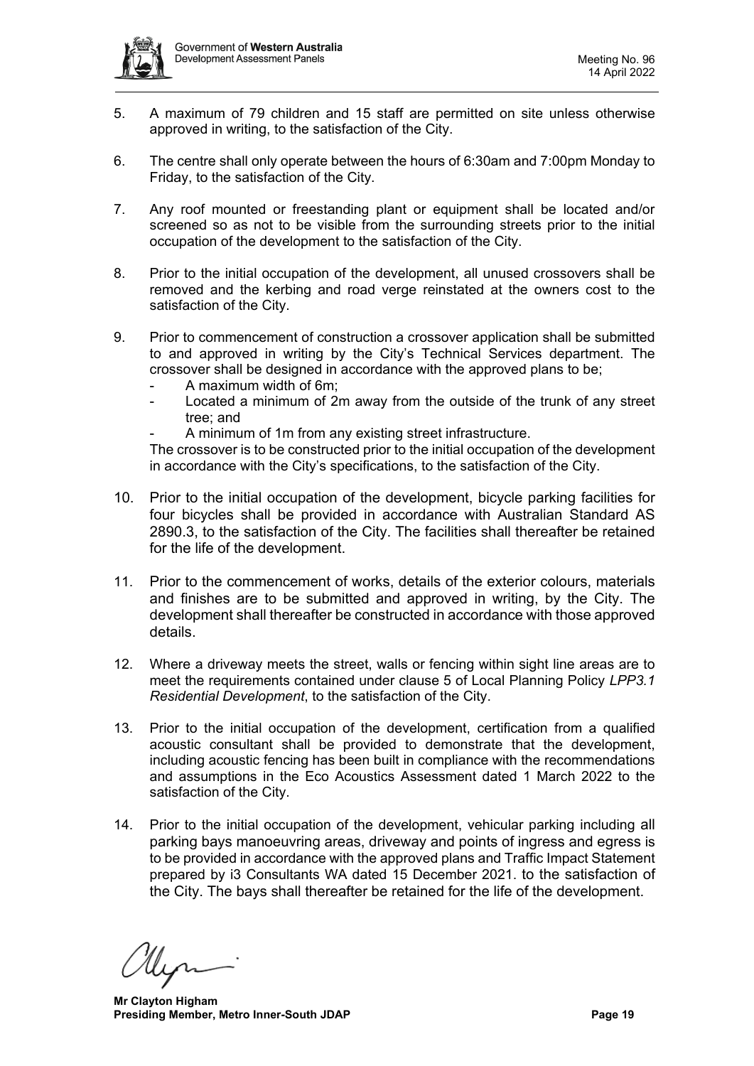5. A maximum of 79 children and 15 staff are permitted on site unless otherwise approved in writing, to the satisfaction of the City.

6. The centre shall only operate between the hours of 6:30am and 7:00pm Monday to Friday, to the satisfaction of the City.

7. Any roof mounted or freestanding plant or equipment shall be located and/or screened so as not to be visible from the surrounding streets prior to the initial occupation of the development to the satisfaction of the City.

8. Prior to the initial occupation of the development, all unused crossovers shall be removed and the kerbing and road verge reinstated at the owners cost to the satisfaction of the City.

9. Prior to commencement of construction a crossover application shall be submitted to and approved in writing by the City's Technical Services department. The crossover shall be designed in accordance with the approved plans to be;
   - A maximum width of 6m;
   - Located a minimum of 2m away from the outside of the trunk of any street tree; and
   - A minimum of 1m from any existing street infrastructure.

   The crossover is to be constructed prior to the initial occupation of the development in accordance with the City's specifications, to the satisfaction of the City.

10. Prior to the initial occupation of the development, bicycle parking facilities for four bicycles shall be provided in accordance with Australian Standard AS 2890.3, to the satisfaction of the City. The facilities shall thereafter be retained for the life of the development.

11. Prior to the commencement of works, details of the exterior colours, materials and finishes are to be submitted and approved in writing, by the City. The development shall thereafter be constructed in accordance with those approved details.

12. Where a driveway meets the street, walls or fencing within sight line areas are to meet the requirements contained under clause 5 of Local Planning Policy *LPP3.1 Residential Development*, to the satisfaction of the City.

13. Prior to the initial occupation of the development, certification from a qualified acoustic consultant shall be provided to demonstrate that the development, including acoustic fencing has been built in compliance with the recommendations and assumptions in the Eco Acoustics Assessment dated 1 March 2022 to the satisfaction of the City.

14. Prior to the initial occupation of the development, vehicular parking including all parking bays manoeuvring areas, driveway and points of ingress and egress is to be provided in accordance with the approved plans and Traffic Impact Statement prepared by i3 Consultants WA dated 15 December 2021. to the satisfaction of the City. The bays shall thereafter be retained for the life of the development.

**Mr Clayton Higham**
**Presiding Member, Metro Inner-South JDAP**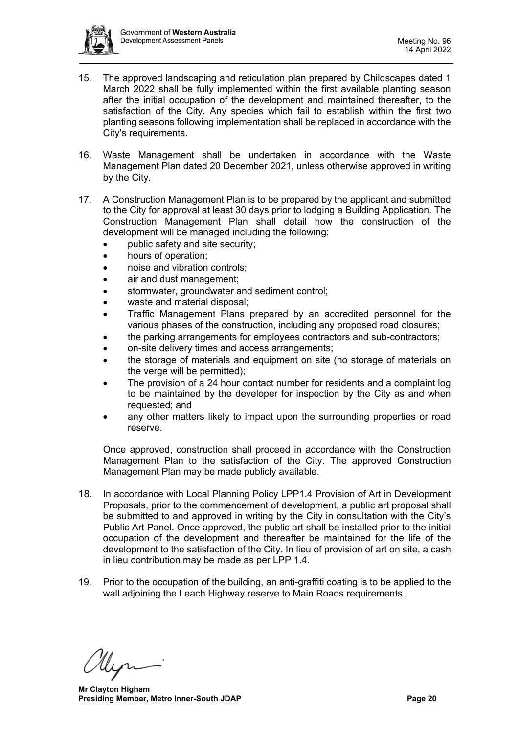15. The approved landscaping and reticulation plan prepared by Childscapes dated 1 March 2022 shall be fully implemented within the first available planting season after the initial occupation of the development and maintained thereafter, to the satisfaction of the City. Any species which fail to establish within the first two planting seasons following implementation shall be replaced in accordance with the City's requirements.

16. Waste Management shall be undertaken in accordance with the Waste Management Plan dated 20 December 2021, unless otherwise approved in writing by the City.

17. A Construction Management Plan is to be prepared by the applicant and submitted to the City for approval at least 30 days prior to lodging a Building Application. The Construction Management Plan shall detail how the construction of the development will be managed including the following:
    - public safety and site security;
    - hours of operation;
    - noise and vibration controls;
    - air and dust management;
    - stormwater, groundwater and sediment control;
    - waste and material disposal;
    - Traffic Management Plans prepared by an accredited personnel for the various phases of the construction, including any proposed road closures;
    - the parking arrangements for employees contractors and sub-contractors;
    - on-site delivery times and access arrangements;
    - the storage of materials and equipment on site (no storage of materials on the verge will be permitted);
    - The provision of a 24 hour contact number for residents and a complaint log to be maintained by the developer for inspection by the City as and when requested; and
    - any other matters likely to impact upon the surrounding properties or road reserve.

    Once approved, construction shall proceed in accordance with the Construction Management Plan to the satisfaction of the City. The approved Construction Management Plan may be made publicly available.

18. In accordance with Local Planning Policy LPP1.4 Provision of Art in Development Proposals, prior to the commencement of development, a public art proposal shall be submitted to and approved in writing by the City in consultation with the City's Public Art Panel. Once approved, the public art shall be installed prior to the initial occupation of the development and thereafter be maintained for the life of the development to the satisfaction of the City. In lieu of provision of art on site, a cash in lieu contribution may be made as per LPP 1.4.

19. Prior to the occupation of the building, an anti-graffiti coating is to be applied to the wall adjoining the Leach Highway reserve to Main Roads requirements.

**Mr Clayton Higham**
**Presiding Member, Metro Inner-South JDAP**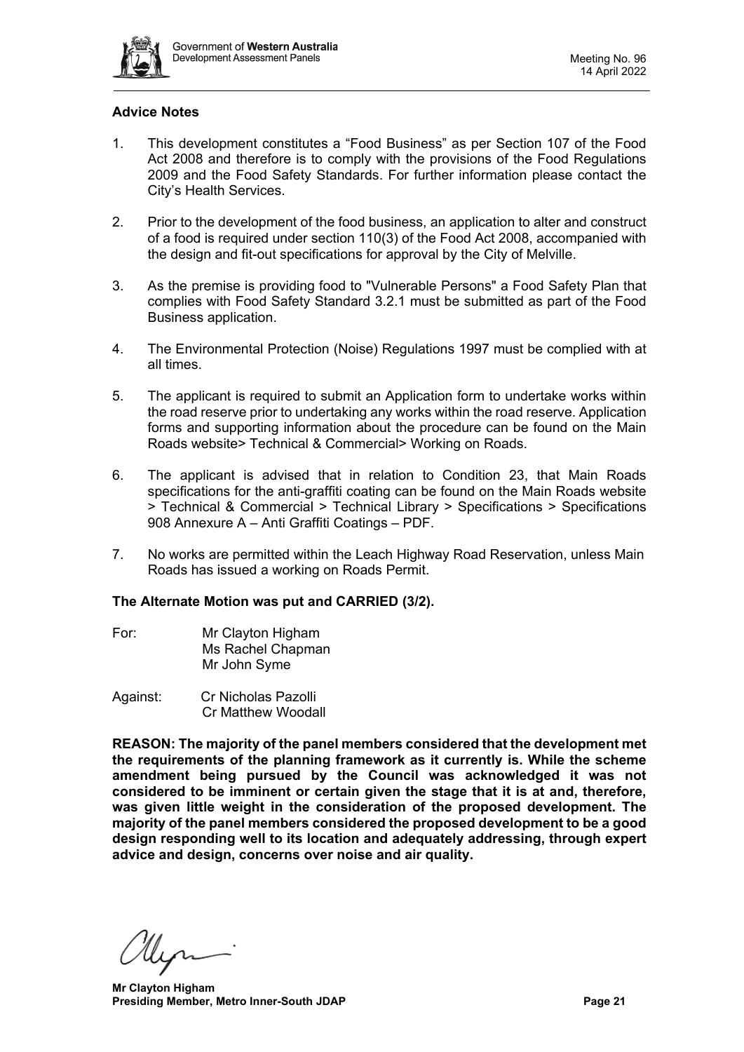**Advice Notes**

1. This development constitutes a "Food Business" as per Section 107 of the Food Act 2008 and therefore is to comply with the provisions of the Food Regulations 2009 and the Food Safety Standards. For further information please contact the City's Health Services.

2. Prior to the development of the food business, an application to alter and construct of a food is required under section 110(3) of the Food Act 2008, accompanied with the design and fit-out specifications for approval by the City of Melville.

3. As the premise is providing food to "Vulnerable Persons" a Food Safety Plan that complies with Food Safety Standard 3.2.1 must be submitted as part of the Food Business application.

4. The Environmental Protection (Noise) Regulations 1997 must be complied with at all times.

5. The applicant is required to submit an Application form to undertake works within the road reserve prior to undertaking any works within the road reserve. Application forms and supporting information about the procedure can be found on the Main Roads website> Technical & Commercial> Working on Roads.

6. The applicant is advised that in relation to Condition 23, that Main Roads specifications for the anti-graffiti coating can be found on the Main Roads website > Technical & Commercial > Technical Library > Specifications > Specifications 908 Annexure A – Anti Graffiti Coatings – PDF.

7. No works are permitted within the Leach Highway Road Reservation, unless Main Roads has issued a working on Roads Permit.

**The Alternate Motion was put and CARRIED (3/2).**

For: Mr Clayton Higham
Ms Rachel Chapman
Mr John Syme

Against: Cr Nicholas Pazolli
Cr Matthew Woodall

**REASON: The majority of the panel members considered that the development met the requirements of the planning framework as it currently is. While the scheme amendment being pursued by the Council was acknowledged it was not considered to be imminent or certain given the stage that it is at and, therefore, was given little weight in the consideration of the proposed development. The majority of the panel members considered the proposed development to be a good design responding well to its location and adequately addressing, through expert advice and design, concerns over noise and air quality.**

**Mr Clayton Higham**
**Presiding Member, Metro Inner-South JDAP**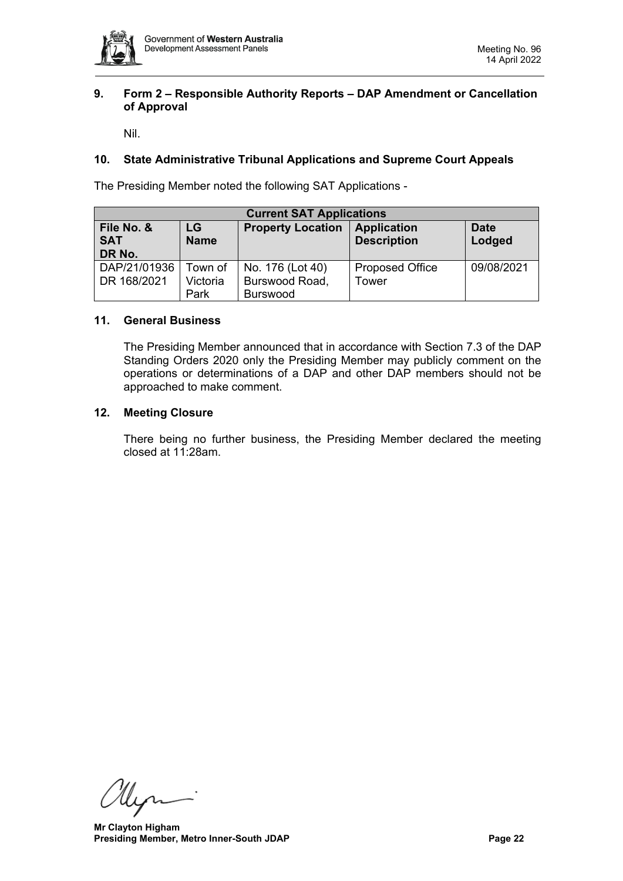## 9. Form 2 – Responsible Authority Reports – DAP Amendment or Cancellation of Approval

Nil.

## 10. State Administrative Tribunal Applications and Supreme Court Appeals

The Presiding Member noted the following SAT Applications -

| Current SAT Applications | | | | |
|---|---|---|---|---|
| **File No. & SAT DR No.** | **LG Name** | **Property Location** | **Application Description** | **Date Lodged** |
| DAP/21/01936 DR 168/2021 | Town of Victoria Park | No. 176 (Lot 40) Burswood Road, Burswood | Proposed Office Tower | 09/08/2021 |

## 11. General Business

The Presiding Member announced that in accordance with Section 7.3 of the DAP Standing Orders 2020 only the Presiding Member may publicly comment on the operations or determinations of a DAP and other DAP members should not be approached to make comment.

## 12. Meeting Closure

There being no further business, the Presiding Member declared the meeting closed at 11:28am.

**Mr Clayton Higham**
**Presiding Member, Metro Inner-South JDAP**